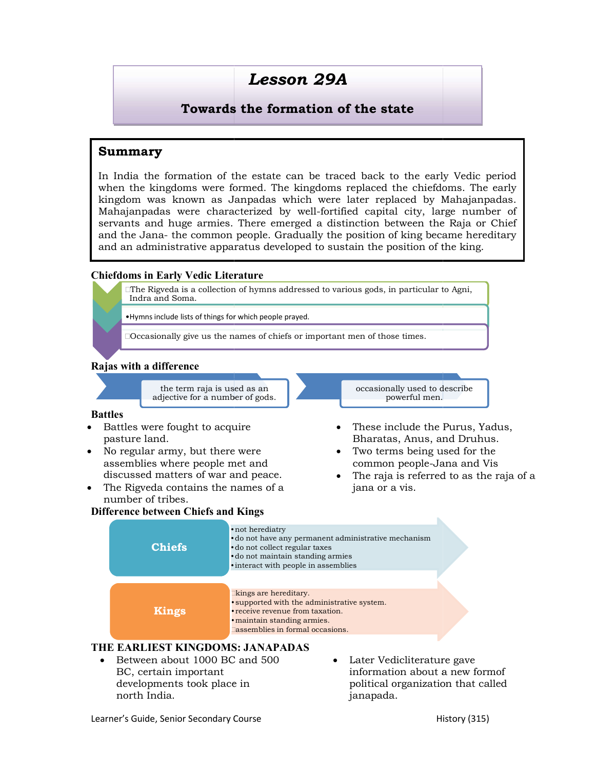# *Lesson 29A*

## Towards the formation of the state

### Summary

In India the formation of the estate can be traced back to the early Vedic period when the kingdoms were formed. The kingdoms replaced the chiefdoms. The early kingdom was known as Janpadas which were later replaced by Mahajanpadas. Mahajanpadas were characterized by well-fortified capital city, large number of servants and huge armies. There emerged a distinction between the Raja or Chief and the Jana- the common people. Gradually the position of king became hereditary and an administrative apparatus developed to sustain the position of the king.

### Chiefdoms in Early Vedic Literature

- The Rigveda is a collection of hymns addressed to various gods, in particular to Agni, Indra and Soma.
- Hymns include lists of things for which people prayed.
- Occasionally give us the names of chiefs or important men of those times.

### Rajas with a difference

- the term raja is used as an adjective for a number of gods.
- occasionally used to describe powerful men.

### Battles

- Battles were fought to acquire pasture land.
- No regular army, but there were assemblies where people met and discussed matters of war and peace.
- The Rigveda contains the names of a number of tribes.
- These include the Purus, Yadus, Bharatas, Anus, and Druhus.
- Two terms being used for the common people-Jana and Vis
- The raja is referred to as the raja of a jana or a vis.

### Difference between Chiefs and Kings

**Chiefs**
- not herediatry
- do not have any permanent administrative mechanism
- do not collect regular taxes
- do not maintain standing armies
- interact with people in assemblies

**Kings**
- kings are hereditary.
- supported with the administrative system.
- receive revenue from taxation.
- maintain standing armies.
- assemblies in formal occasions.

### THE EARLIEST KINGDOMS: JANAPADAS

- Between about 1000 BC and 500 BC, certain important developments took place in north India.
- Later Vedicliterature gave information about a new formof political organization that called janapada.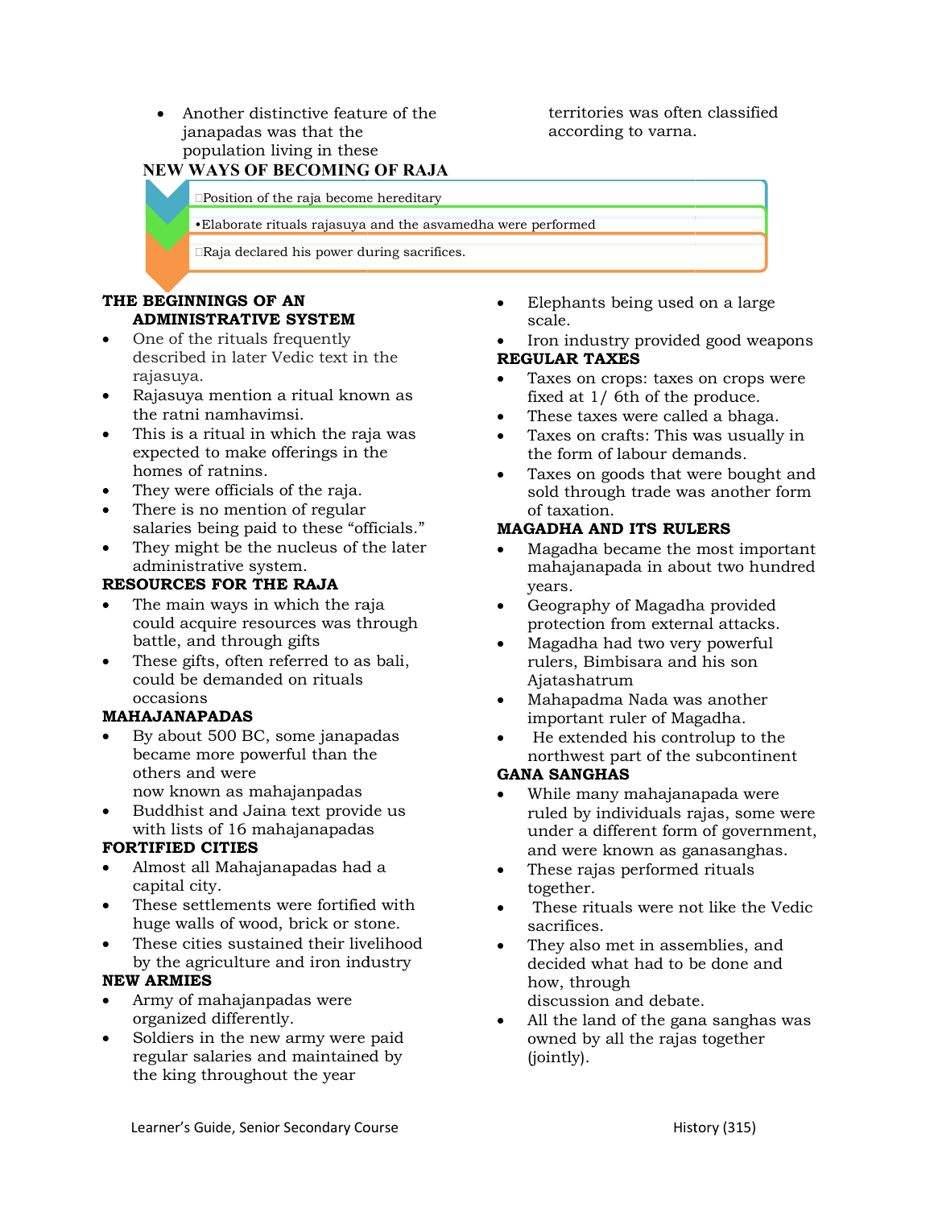- Another distinctive feature of the janapadas was that the population living in these territories was often classified according to varna.

## NEW WAYS OF BECOMING OF RAJA

- Position of the raja become hereditary
- Elaborate rituals rajasuya and the asvamedha were performed
- Raja declared his power during sacrifices.

## THE BEGINNINGS OF AN ADMINISTRATIVE SYSTEM

- One of the rituals frequently described in later Vedic text in the rajasuya.
- Rajasuya mention a ritual known as the ratni namhavimsi.
- This is a ritual in which the raja was expected to make offerings in the homes of ratnins.
- They were officials of the raja.
- There is no mention of regular salaries being paid to these "officials."
- They might be the nucleus of the later administrative system.

## RESOURCES FOR THE RAJA

- The main ways in which the raja could acquire resources was through battle, and through gifts
- These gifts, often referred to as bali, could be demanded on rituals occasions

## MAHAJANAPADAS

- By about 500 BC, some janapadas became more powerful than the others and were now known as mahajanpadas
- Buddhist and Jaina text provide us with lists of 16 mahajanapadas

## FORTIFIED CITIES

- Almost all Mahajanapadas had a capital city.
- These settlements were fortified with huge walls of wood, brick or stone.
- These cities sustained their livelihood by the agriculture and iron industry

## NEW ARMIES

- Army of mahajanpadas were organized differently.
- Soldiers in the new army were paid regular salaries and maintained by the king throughout the year
- Elephants being used on a large scale.
- Iron industry provided good weapons

## REGULAR TAXES

- Taxes on crops: taxes on crops were fixed at 1/ 6th of the produce.
- These taxes were called a bhaga.
- Taxes on crafts: This was usually in the form of labour demands.
- Taxes on goods that were bought and sold through trade was another form of taxation.

## MAGADHA AND ITS RULERS

- Magadha became the most important mahajanapada in about two hundred years.
- Geography of Magadha provided protection from external attacks.
- Magadha had two very powerful rulers, Bimbisara and his son Ajatashatrum
- Mahapadma Nada was another important ruler of Magadha.
- He extended his controlup to the northwest part of the subcontinent

## GANA SANGHAS

- While many mahajanapada were ruled by individuals rajas, some were under a different form of government, and were known as ganasanghas.
- These rajas performed rituals together.
- These rituals were not like the Vedic sacrifices.
- They also met in assemblies, and decided what had to be done and how, through discussion and debate.
- All the land of the gana sanghas was owned by all the rajas together (jointly).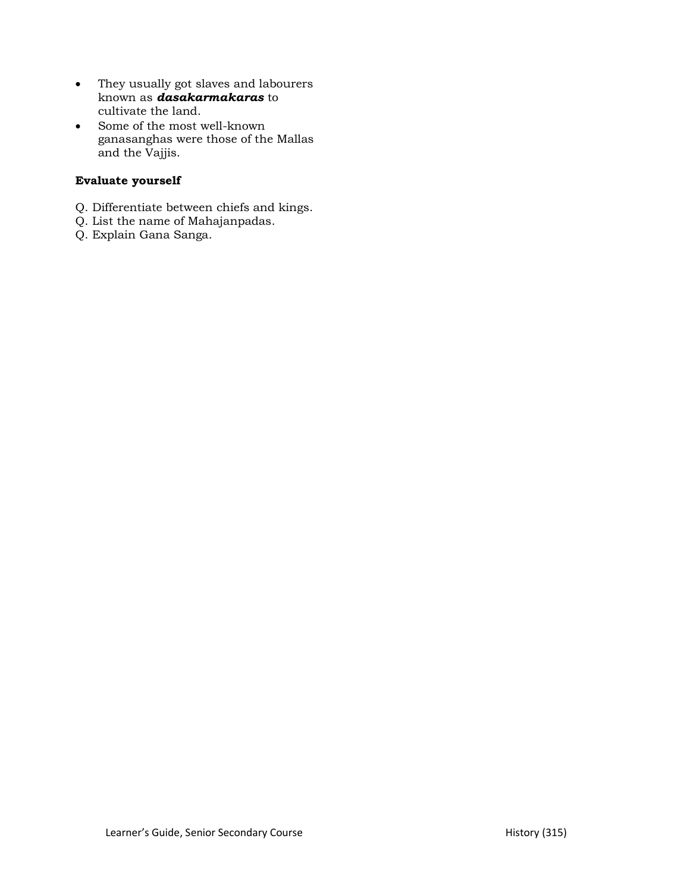- They usually got slaves and labourers known as ***dasakarmakaras*** to cultivate the land.
- Some of the most well-known ganasanghas were those of the Mallas and the Vajjis.

**Evaluate yourself**

Q. Differentiate between chiefs and kings.
Q. List the name of Mahajanpadas.
Q. Explain Gana Sanga.